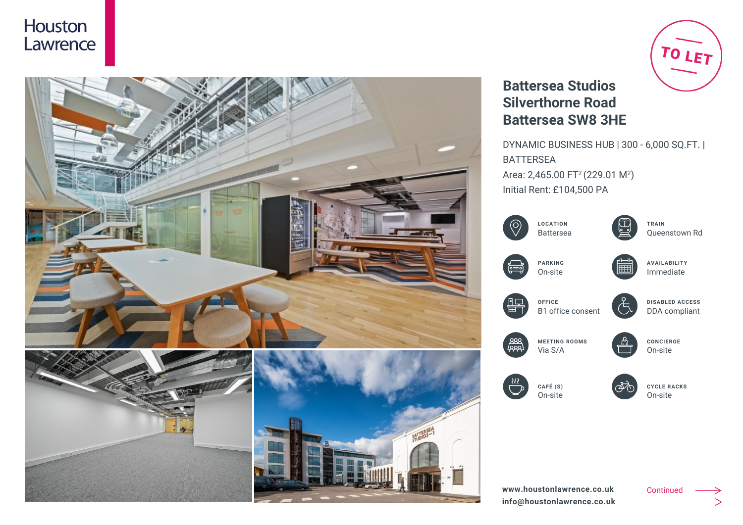Houston Lawrence

TO LET

# Battersea Studios
# Silverthorne Road
# Battersea SW8 3HE

DYNAMIC BUSINESS HUB | 300 - 6,000 SQ.FT. | BATTERSEA

Area: 2,465.00 $FT^2$ (229.01 $M^2$)

Initial Rent: £104,500 PA

**LOCATION**
Battersea

**TRAIN**
Queenstown Rd

**PARKING**
On-site

**AVAILABILITY**
Immediate

**OFFICE**
B1 office consent

**DISABLED ACCESS**
DDA compliant

**MEETING ROOMS**
Via S/A

**CONCIERGE**
On-site

**CAFÉ (S)**
On-site

**CYCLE RACKS**
On-site

**www.houstonlawrence.co.uk**
**info@houstonlawrence.co.uk**

Continued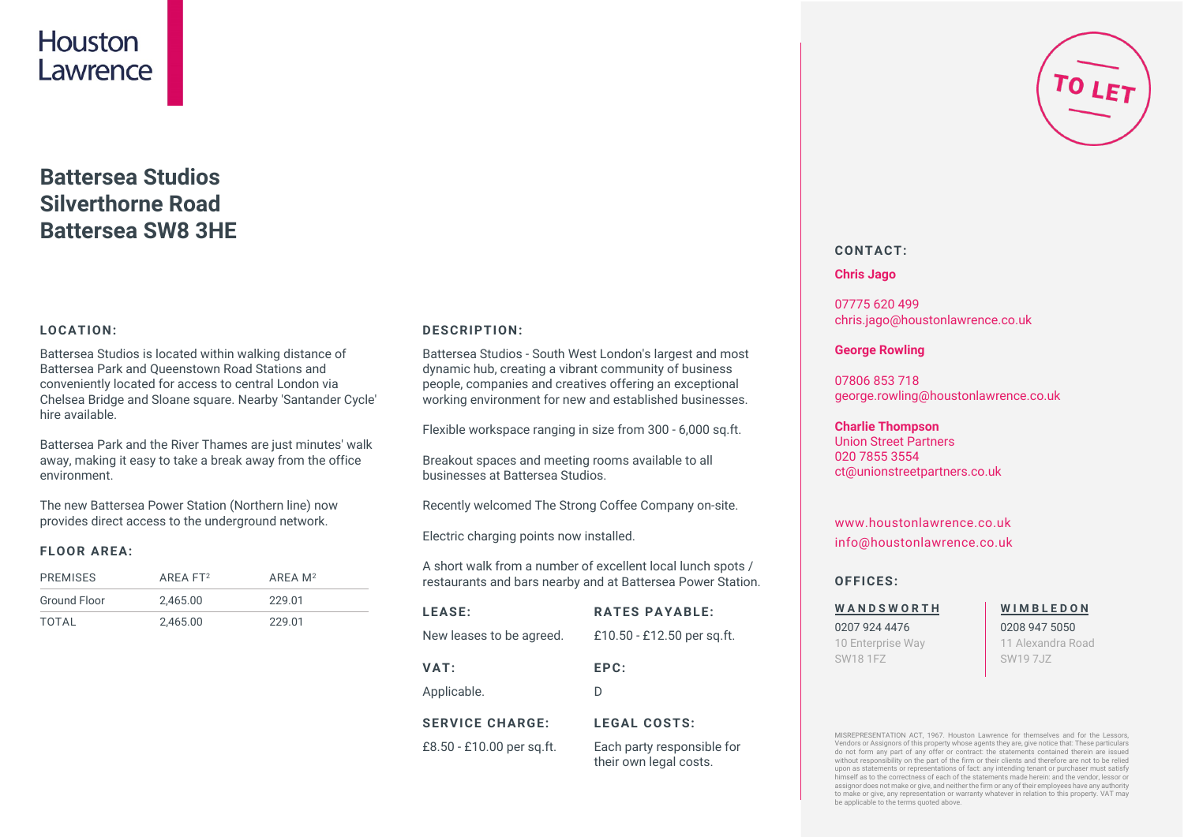Houston Lawrence

# Battersea Studios
# Silverthorne Road
# Battersea SW8 3HE

TO LET

## LOCATION:

Battersea Studios is located within walking distance of Battersea Park and Queenstown Road Stations and conveniently located for access to central London via Chelsea Bridge and Sloane square. Nearby 'Santander Cycle' hire available.

Battersea Park and the River Thames are just minutes' walk away, making it easy to take a break away from the office environment.

The new Battersea Power Station (Northern line) now provides direct access to the underground network.

## FLOOR AREA:

| PREMISES | AREA FT² | AREA M² |
|---|---|---|
| Ground Floor | 2,465.00 | 229.01 |
| TOTAL | 2,465.00 | 229.01 |

## DESCRIPTION:

Battersea Studios - South West London's largest and most dynamic hub, creating a vibrant community of business people, companies and creatives offering an exceptional working environment for new and established businesses.

Flexible workspace ranging in size from 300 - 6,000 sq.ft.

Breakout spaces and meeting rooms available to all businesses at Battersea Studios.

Recently welcomed The Strong Coffee Company on-site.

Electric charging points now installed.

A short walk from a number of excellent local lunch spots / restaurants and bars nearby and at Battersea Power Station.

## LEASE:

New leases to be agreed.

## RATES PAYABLE:

£10.50 - £12.50 per sq.ft.

## VAT:

Applicable.

## EPC:

D

## SERVICE CHARGE:

£8.50 - £10.00 per sq.ft.

## LEGAL COSTS:

Each party responsible for their own legal costs.

## CONTACT:

**Chris Jago**

07775 620 499
chris.jago@houstonlawrence.co.uk

**George Rowling**

07806 853 718
george.rowling@houstonlawrence.co.uk

**Charlie Thompson**
Union Street Partners
020 7855 3554
ct@unionstreetpartners.co.uk

www.houstonlawrence.co.uk
info@houstonlawrence.co.uk

## OFFICES:

**WANDSWORTH**
0207 924 4476
10 Enterprise Way
SW18 1FZ

**WIMBLEDON**
0208 947 5050
11 Alexandra Road
SW19 7JZ

MISREPRESENTATION ACT, 1967. Houston Lawrence for themselves and for the Lessors, Vendors or Assignors of this property whose agents they are, give notice that: These particulars do not form any part of any offer or contract: the statements contained therein are issued without responsibility on the part of the firm or their clients and therefore are not to be relied upon as statements or representations of fact: any intending tenant or purchaser must satisfy himself as to the correctness of each of the statements made herein: and the vendor, lessor or assignor does not make or give, and neither the firm or any of their employees have any authority to make or give, any representation or warranty whatever in relation to this property. VAT may be applicable to the terms quoted above.